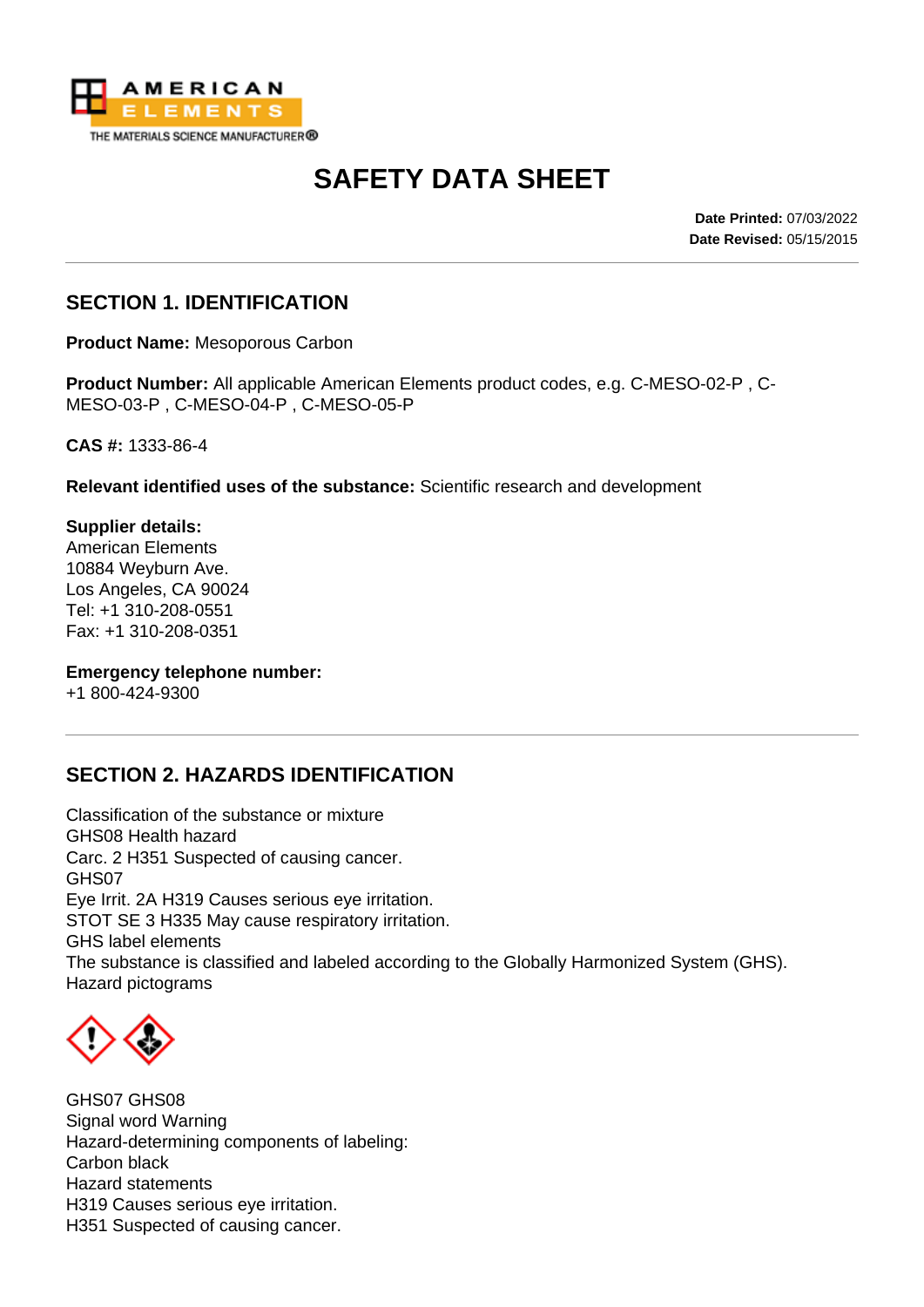AMERICAN ELEMENTS
THE MATERIALS SCIENCE MANUFACTURER®

# SAFETY DATA SHEET

**Date Printed:** 07/03/2022
**Date Revised:** 05/15/2015

## SECTION 1. IDENTIFICATION

**Product Name:** Mesoporous Carbon

**Product Number:** All applicable American Elements product codes, e.g. C-MESO-02-P , C-MESO-03-P , C-MESO-04-P , C-MESO-05-P

**CAS #:** 1333-86-4

**Relevant identified uses of the substance:** Scientific research and development

**Supplier details:**
American Elements
10884 Weyburn Ave.
Los Angeles, CA 90024
Tel: +1 310-208-0551
Fax: +1 310-208-0351

**Emergency telephone number:**
+1 800-424-9300

## SECTION 2. HAZARDS IDENTIFICATION

Classification of the substance or mixture
GHS08 Health hazard
Carc. 2 H351 Suspected of causing cancer.
GHS07
Eye Irrit. 2A H319 Causes serious eye irritation.
STOT SE 3 H335 May cause respiratory irritation.
GHS label elements
The substance is classified and labeled according to the Globally Harmonized System (GHS).
Hazard pictograms

GHS07 GHS08
Signal word Warning
Hazard-determining components of labeling:
Carbon black
Hazard statements
H319 Causes serious eye irritation.
H351 Suspected of causing cancer.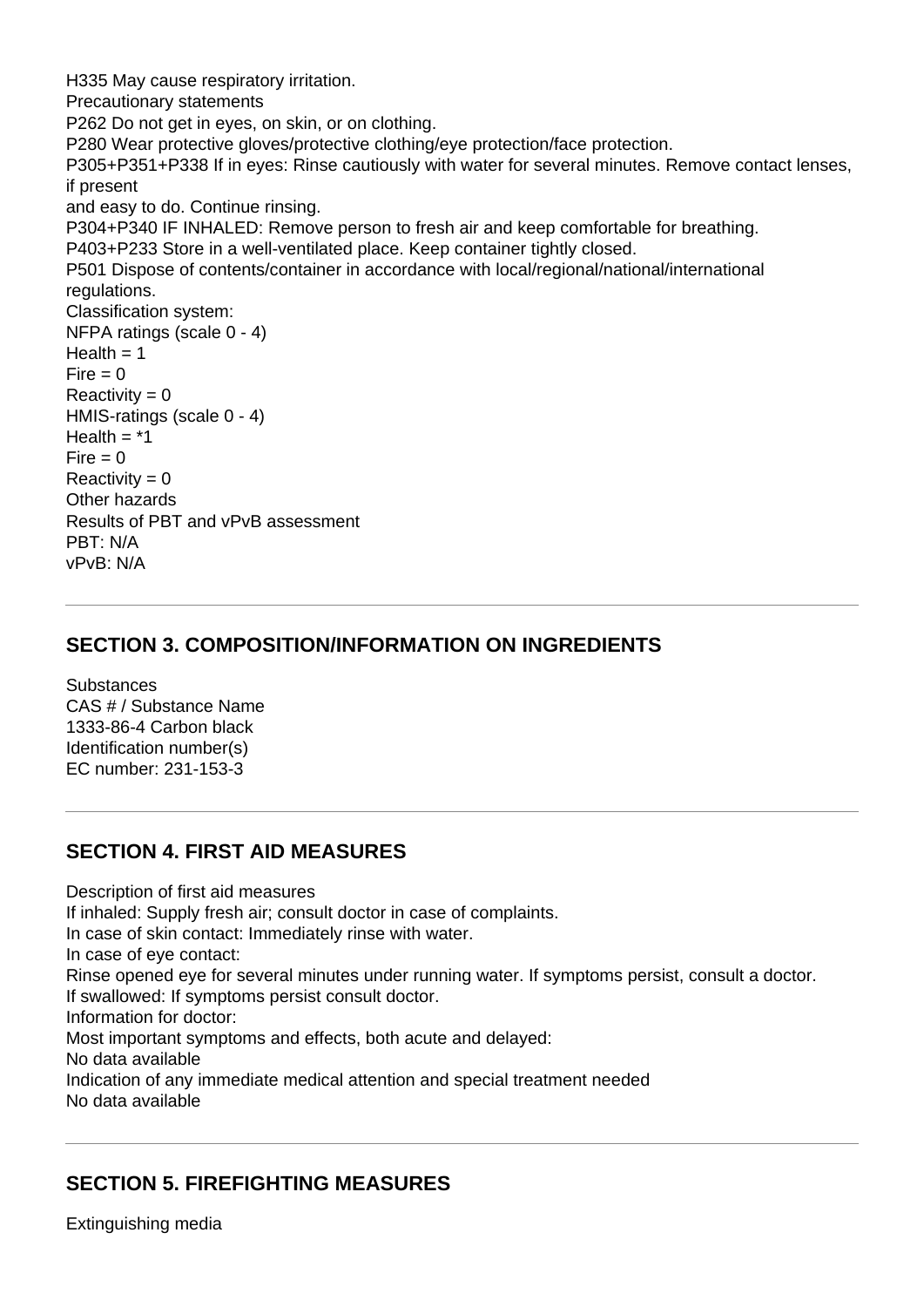H335 May cause respiratory irritation.
Precautionary statements
P262 Do not get in eyes, on skin, or on clothing.
P280 Wear protective gloves/protective clothing/eye protection/face protection.
P305+P351+P338 If in eyes: Rinse cautiously with water for several minutes. Remove contact lenses, if present
and easy to do. Continue rinsing.
P304+P340 IF INHALED: Remove person to fresh air and keep comfortable for breathing.
P403+P233 Store in a well-ventilated place. Keep container tightly closed.
P501 Dispose of contents/container in accordance with local/regional/national/international regulations.
Classification system:
NFPA ratings (scale 0 - 4)
Health = 1
Fire = 0
Reactivity = 0
HMIS-ratings (scale 0 - 4)
Health = *1
Fire = 0
Reactivity = 0
Other hazards
Results of PBT and vPvB assessment
PBT: N/A
vPvB: N/A

## SECTION 3. COMPOSITION/INFORMATION ON INGREDIENTS

Substances
CAS # / Substance Name
1333-86-4 Carbon black
Identification number(s)
EC number: 231-153-3

## SECTION 4. FIRST AID MEASURES

Description of first aid measures
If inhaled: Supply fresh air; consult doctor in case of complaints.
In case of skin contact: Immediately rinse with water.
In case of eye contact:
Rinse opened eye for several minutes under running water. If symptoms persist, consult a doctor.
If swallowed: If symptoms persist consult doctor.
Information for doctor:
Most important symptoms and effects, both acute and delayed:
No data available
Indication of any immediate medical attention and special treatment needed
No data available

## SECTION 5. FIREFIGHTING MEASURES

Extinguishing media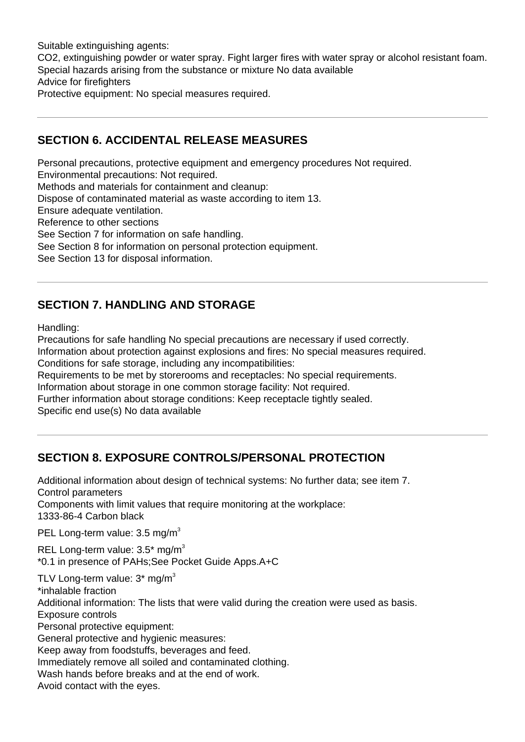Suitable extinguishing agents:
$CO_2$, extinguishing powder or water spray. Fight larger fires with water spray or alcohol resistant foam.
Special hazards arising from the substance or mixture No data available
Advice for firefighters
Protective equipment: No special measures required.

## SECTION 6. ACCIDENTAL RELEASE MEASURES

Personal precautions, protective equipment and emergency procedures Not required.
Environmental precautions: Not required.
Methods and materials for containment and cleanup:
Dispose of contaminated material as waste according to item 13.
Ensure adequate ventilation.
Reference to other sections
See Section 7 for information on safe handling.
See Section 8 for information on personal protection equipment.
See Section 13 for disposal information.

## SECTION 7. HANDLING AND STORAGE

Handling:
Precautions for safe handling No special precautions are necessary if used correctly.
Information about protection against explosions and fires: No special measures required.
Conditions for safe storage, including any incompatibilities:
Requirements to be met by storerooms and receptacles: No special requirements.
Information about storage in one common storage facility: Not required.
Further information about storage conditions: Keep receptacle tightly sealed.
Specific end use(s) No data available

## SECTION 8. EXPOSURE CONTROLS/PERSONAL PROTECTION

Additional information about design of technical systems: No further data; see item 7.
Control parameters
Components with limit values that require monitoring at the workplace:
1333-86-4 Carbon black

PEL Long-term value: 3.5 $mg/m^3$

REL Long-term value: 3.5* $mg/m^3$
*0.1 in presence of PAHs;See Pocket Guide Apps.A+C

TLV Long-term value: 3* $mg/m^3$
*inhalable fraction
Additional information: The lists that were valid during the creation were used as basis.
Exposure controls
Personal protective equipment:
General protective and hygienic measures:
Keep away from foodstuffs, beverages and feed.
Immediately remove all soiled and contaminated clothing.
Wash hands before breaks and at the end of work.
Avoid contact with the eyes.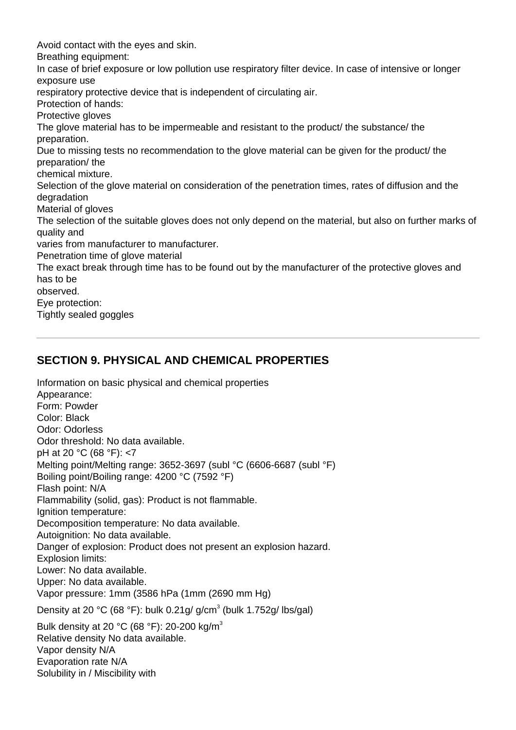Avoid contact with the eyes and skin.
Breathing equipment:
In case of brief exposure or low pollution use respiratory filter device. In case of intensive or longer exposure use
respiratory protective device that is independent of circulating air.
Protection of hands:
Protective gloves
The glove material has to be impermeable and resistant to the product/ the substance/ the preparation.
Due to missing tests no recommendation to the glove material can be given for the product/ the preparation/ the
chemical mixture.
Selection of the glove material on consideration of the penetration times, rates of diffusion and the degradation
Material of gloves
The selection of the suitable gloves does not only depend on the material, but also on further marks of quality and
varies from manufacturer to manufacturer.
Penetration time of glove material
The exact break through time has to be found out by the manufacturer of the protective gloves and has to be
observed.
Eye protection:
Tightly sealed goggles

---

## SECTION 9. PHYSICAL AND CHEMICAL PROPERTIES

Information on basic physical and chemical properties
Appearance:
Form: Powder
Color: Black
Odor: Odorless
Odor threshold: No data available.
pH at 20 °C (68 °F): <7
Melting point/Melting range: 3652-3697 (subl °C (6606-6687 (subl °F)
Boiling point/Boiling range: 4200 °C (7592 °F)
Flash point: N/A
Flammability (solid, gas): Product is not flammable.
Ignition temperature:
Decomposition temperature: No data available.
Autoignition: No data available.
Danger of explosion: Product does not present an explosion hazard.
Explosion limits:
Lower: No data available.
Upper: No data available.
Vapor pressure: 1mm (3586 hPa (1mm (2690 mm Hg)
Density at 20 °C (68 °F): bulk 0.21g/ g/cm$^3$ (bulk 1.752g/ lbs/gal)
Bulk density at 20 °C (68 °F): 20-200 kg/m$^3$
Relative density No data available.
Vapor density N/A
Evaporation rate N/A
Solubility in / Miscibility with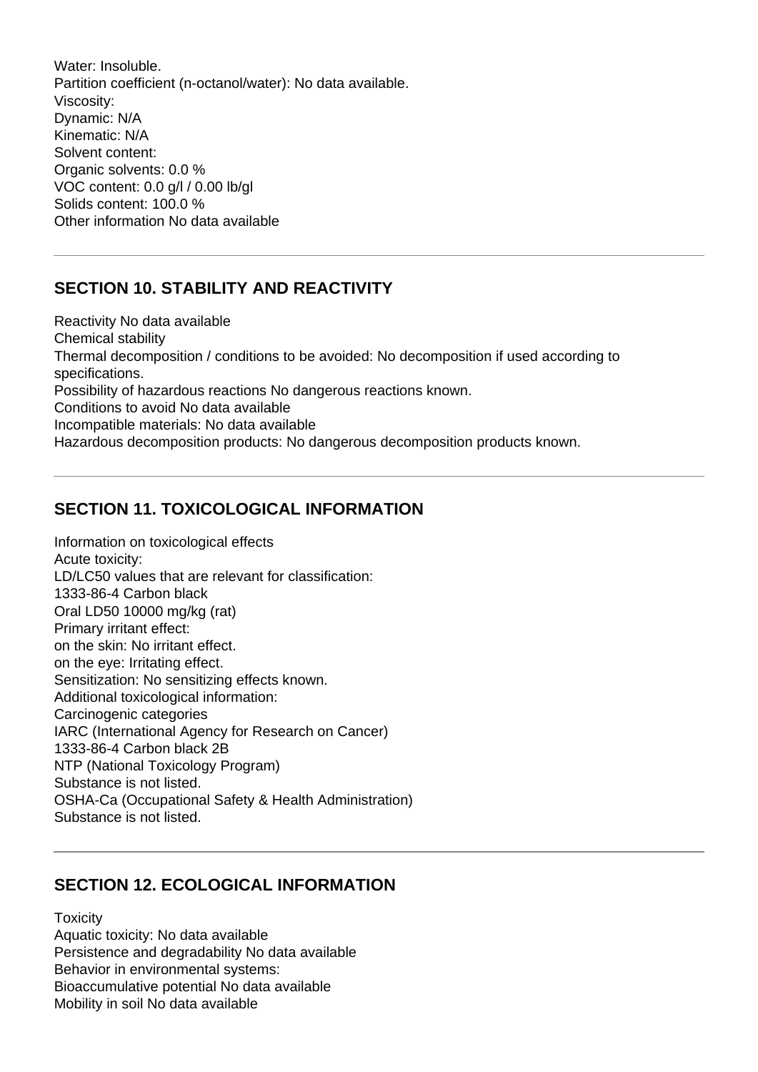Water: Insoluble.
Partition coefficient (n-octanol/water): No data available.
Viscosity:
Dynamic: N/A
Kinematic: N/A
Solvent content:
Organic solvents: 0.0 %
VOC content: 0.0 g/l / 0.00 lb/gl
Solids content: 100.0 %
Other information No data available

---

## SECTION 10. STABILITY AND REACTIVITY

Reactivity No data available
Chemical stability
Thermal decomposition / conditions to be avoided: No decomposition if used according to specifications.
Possibility of hazardous reactions No dangerous reactions known.
Conditions to avoid No data available
Incompatible materials: No data available
Hazardous decomposition products: No dangerous decomposition products known.

---

## SECTION 11. TOXICOLOGICAL INFORMATION

Information on toxicological effects
Acute toxicity:
LD/LC50 values that are relevant for classification:
1333-86-4 Carbon black
Oral LD50 10000 mg/kg (rat)
Primary irritant effect:
on the skin: No irritant effect.
on the eye: Irritating effect.
Sensitization: No sensitizing effects known.
Additional toxicological information:
Carcinogenic categories
IARC (International Agency for Research on Cancer)
1333-86-4 Carbon black 2B
NTP (National Toxicology Program)
Substance is not listed.
OSHA-Ca (Occupational Safety & Health Administration)
Substance is not listed.

---

## SECTION 12. ECOLOGICAL INFORMATION

Toxicity
Aquatic toxicity: No data available
Persistence and degradability No data available
Behavior in environmental systems:
Bioaccumulative potential No data available
Mobility in soil No data available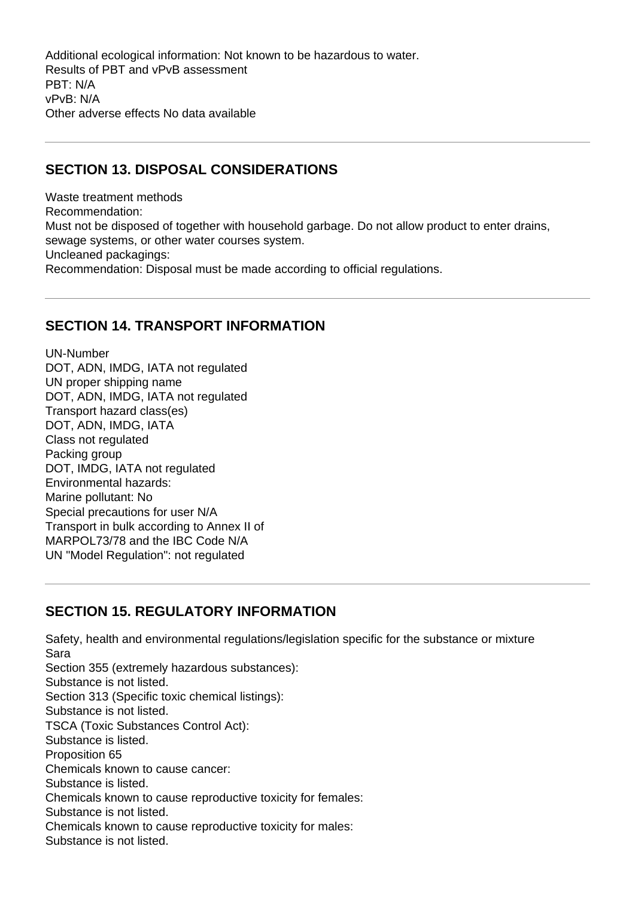Additional ecological information: Not known to be hazardous to water.
Results of PBT and vPvB assessment
PBT: N/A
vPvB: N/A
Other adverse effects No data available

---

## SECTION 13. DISPOSAL CONSIDERATIONS

Waste treatment methods
Recommendation:
Must not be disposed of together with household garbage. Do not allow product to enter drains, sewage systems, or other water courses system.
Uncleaned packagings:
Recommendation: Disposal must be made according to official regulations.

---

## SECTION 14. TRANSPORT INFORMATION

UN-Number
DOT, ADN, IMDG, IATA not regulated
UN proper shipping name
DOT, ADN, IMDG, IATA not regulated
Transport hazard class(es)
DOT, ADN, IMDG, IATA
Class not regulated
Packing group
DOT, IMDG, IATA not regulated
Environmental hazards:
Marine pollutant: No
Special precautions for user N/A
Transport in bulk according to Annex II of
MARPOL73/78 and the IBC Code N/A
UN "Model Regulation": not regulated

---

## SECTION 15. REGULATORY INFORMATION

Safety, health and environmental regulations/legislation specific for the substance or mixture
Sara
Section 355 (extremely hazardous substances):
Substance is not listed.
Section 313 (Specific toxic chemical listings):
Substance is not listed.
TSCA (Toxic Substances Control Act):
Substance is listed.
Proposition 65
Chemicals known to cause cancer:
Substance is listed.
Chemicals known to cause reproductive toxicity for females:
Substance is not listed.
Chemicals known to cause reproductive toxicity for males:
Substance is not listed.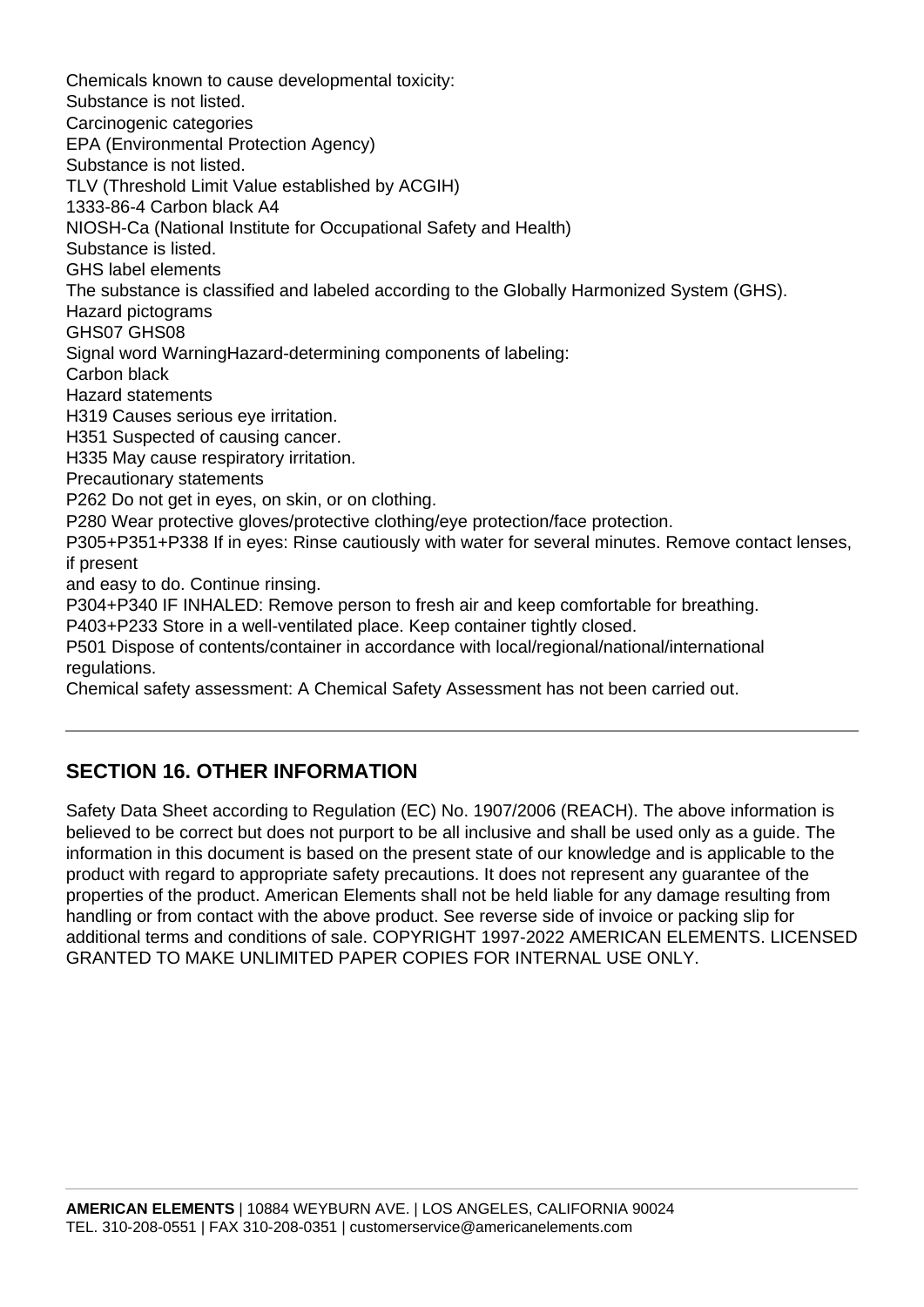Chemicals known to cause developmental toxicity:
Substance is not listed.
Carcinogenic categories
EPA (Environmental Protection Agency)
Substance is not listed.
TLV (Threshold Limit Value established by ACGIH)
1333-86-4 Carbon black A4
NIOSH-Ca (National Institute for Occupational Safety and Health)
Substance is listed.
GHS label elements
The substance is classified and labeled according to the Globally Harmonized System (GHS).
Hazard pictograms
GHS07 GHS08
Signal word WarningHazard-determining components of labeling:
Carbon black
Hazard statements
H319 Causes serious eye irritation.
H351 Suspected of causing cancer.
H335 May cause respiratory irritation.
Precautionary statements
P262 Do not get in eyes, on skin, or on clothing.
P280 Wear protective gloves/protective clothing/eye protection/face protection.
P305+P351+P338 If in eyes: Rinse cautiously with water for several minutes. Remove contact lenses, if present
and easy to do. Continue rinsing.
P304+P340 IF INHALED: Remove person to fresh air and keep comfortable for breathing.
P403+P233 Store in a well-ventilated place. Keep container tightly closed.
P501 Dispose of contents/container in accordance with local/regional/national/international regulations.
Chemical safety assessment: A Chemical Safety Assessment has not been carried out.

---

## SECTION 16. OTHER INFORMATION

Safety Data Sheet according to Regulation (EC) No. 1907/2006 (REACH). The above information is believed to be correct but does not purport to be all inclusive and shall be used only as a guide. The information in this document is based on the present state of our knowledge and is applicable to the product with regard to appropriate safety precautions. It does not represent any guarantee of the properties of the product. American Elements shall not be held liable for any damage resulting from handling or from contact with the above product. See reverse side of invoice or packing slip for additional terms and conditions of sale. COPYRIGHT 1997-2022 AMERICAN ELEMENTS. LICENSED GRANTED TO MAKE UNLIMITED PAPER COPIES FOR INTERNAL USE ONLY.